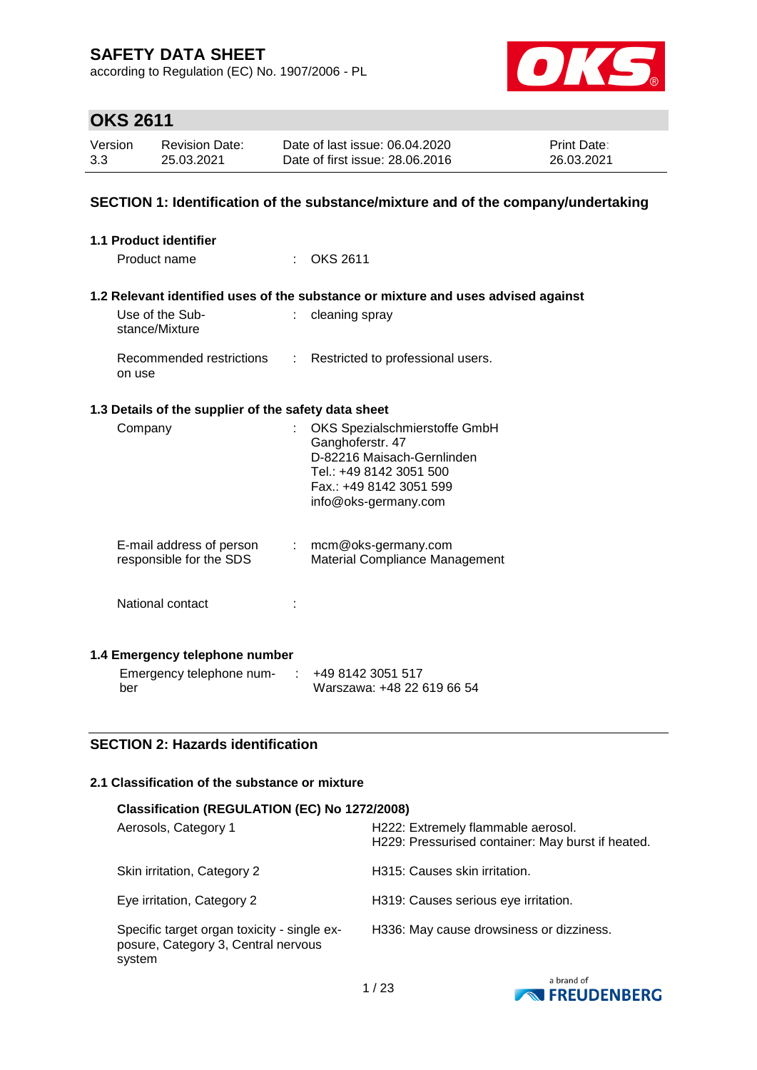# SAFETY DATA SHEET

according to Regulation (EC) No. 1907/2006 - PL

## OKS 2611

| Version | Revision Date: | Date of last issue: 06.04.2020 | Print Date: |
|---|---|---|---|
| 3.3 | 25.03.2021 | Date of first issue: 28.06.2016 | 26.03.2021 |

## SECTION 1: Identification of the substance/mixture and of the company/undertaking

### 1.1 Product identifier

Product name : OKS 2611

### 1.2 Relevant identified uses of the substance or mixture and uses advised against

Use of the Substance/Mixture : cleaning spray

Recommended restrictions on use : Restricted to professional users.

### 1.3 Details of the supplier of the safety data sheet

Company : OKS Spezialschmierstoffe GmbH
Ganghoferstr. 47
D-82216 Maisach-Gernlinden
Tel.: +49 8142 3051 500
Fax.: +49 8142 3051 599
info@oks-germany.com

E-mail address of person responsible for the SDS : mcm@oks-germany.com
Material Compliance Management

National contact :

### 1.4 Emergency telephone number

Emergency telephone number : +49 8142 3051 517
Warszawa: +48 22 619 66 54

## SECTION 2: Hazards identification

### 2.1 Classification of the substance or mixture

**Classification (REGULATION (EC) No 1272/2008)**

| | |
|---|---|
| Aerosols, Category 1 | H222: Extremely flammable aerosol.<br>H229: Pressurised container: May burst if heated. |
| Skin irritation, Category 2 | H315: Causes skin irritation. |
| Eye irritation, Category 2 | H319: Causes serious eye irritation. |
| Specific target organ toxicity - single exposure, Category 3, Central nervous system | H336: May cause drowsiness or dizziness. |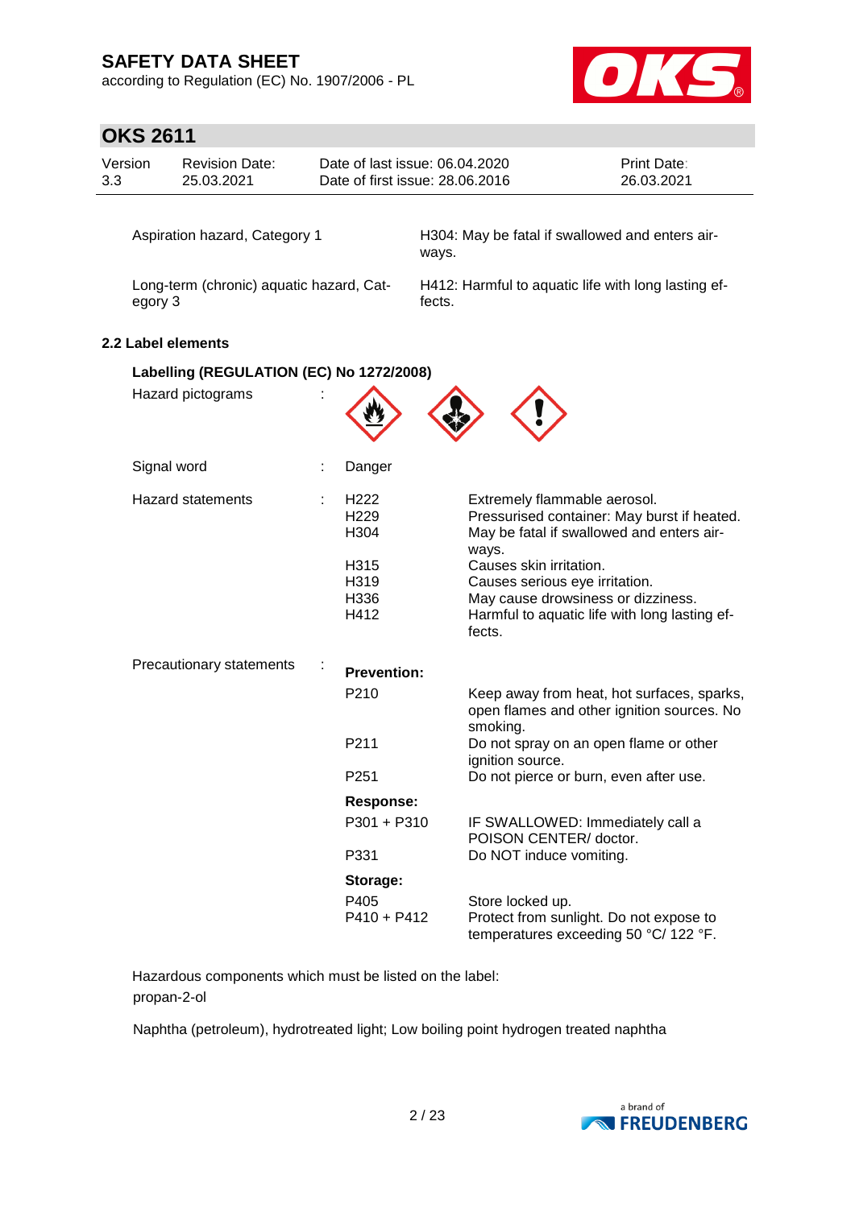| | |
|---|---|
| Aspiration hazard, Category 1 | H304: May be fatal if swallowed and enters airways. |
| Long-term (chronic) aquatic hazard, Category 3 | H412: Harmful to aquatic life with long lasting effects. |

### 2.2 Label elements

**Labelling (REGULATION (EC) No 1272/2008)**

Hazard pictograms :

Signal word : Danger

Hazard statements :

| | |
|---|---|
| H222 | Extremely flammable aerosol. |
| H229 | Pressurised container: May burst if heated. |
| H304 | May be fatal if swallowed and enters airways. |
| H315 | Causes skin irritation. |
| H319 | Causes serious eye irritation. |
| H336 | May cause drowsiness or dizziness. |
| H412 | Harmful to aquatic life with long lasting effects. |

Precautionary statements :

**Prevention:**

| | |
|---|---|
| P210 | Keep away from heat, hot surfaces, sparks, open flames and other ignition sources. No smoking. |
| P211 | Do not spray on an open flame or other ignition source. |
| P251 | Do not pierce or burn, even after use. |

**Response:**

| | |
|---|---|
| P301 + P310 | IF SWALLOWED: Immediately call a POISON CENTER/ doctor. |
| P331 | Do NOT induce vomiting. |

**Storage:**

| | |
|---|---|
| P405 | Store locked up. |
| P410 + P412 | Protect from sunlight. Do not expose to temperatures exceeding 50 °C/ 122 °F. |

Hazardous components which must be listed on the label:
propan-2-ol

Naphtha (petroleum), hydrotreated light; Low boiling point hydrogen treated naphtha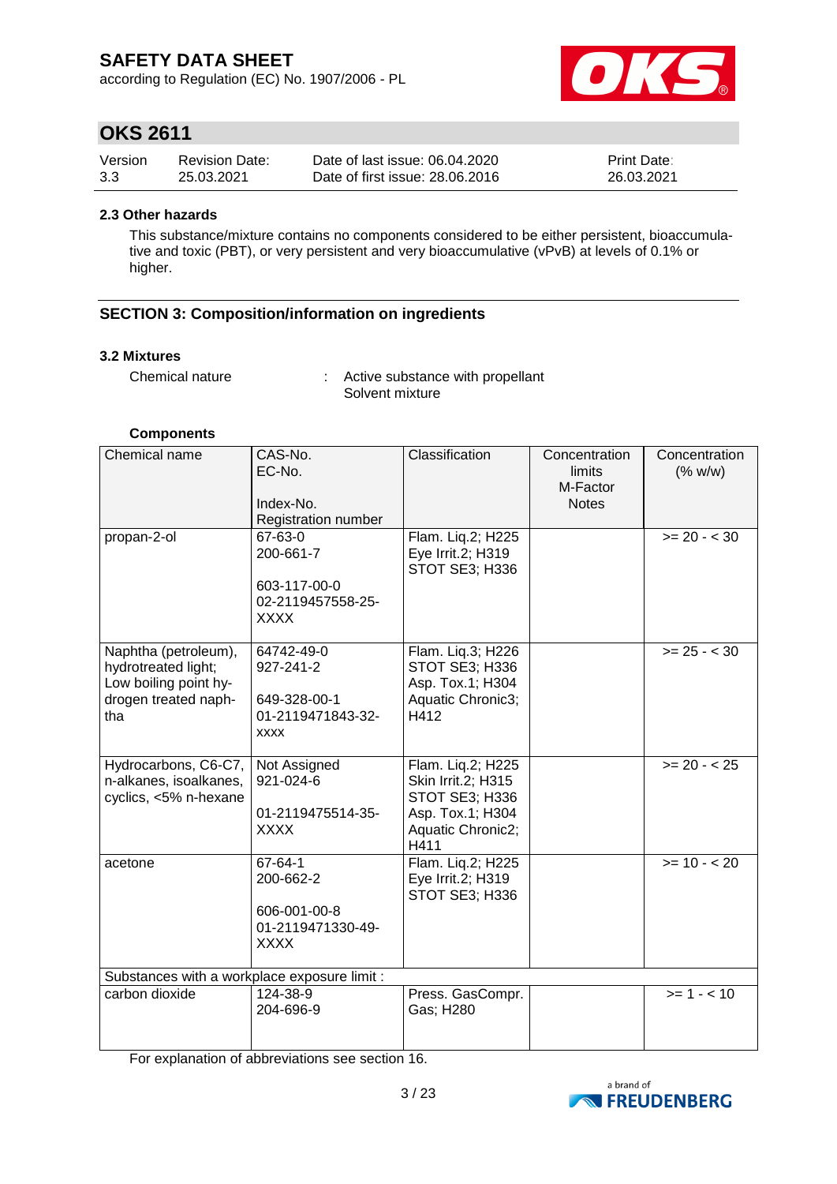#### 2.3 Other hazards

This substance/mixture contains no components considered to be either persistent, bioaccumulative and toxic (PBT), or very persistent and very bioaccumulative (vPvB) at levels of 0.1% or higher.

## SECTION 3: Composition/information on ingredients

#### 3.2 Mixtures

Chemical nature : Active substance with propellant
Solvent mixture

**Components**

| Chemical name | CAS-No.<br>EC-No.<br><br>Index-No.<br>Registration number | Classification | Concentration limits<br>M-Factor<br>Notes | Concentration (% w/w) |
|---|---|---|---|---|
| propan-2-ol | 67-63-0<br>200-661-7<br><br>603-117-00-0<br>02-2119457558-25-XXXX | Flam. Liq.2; H225<br>Eye Irrit.2; H319<br>STOT SE3; H336 | | >= 20 - < 30 |
| Naphtha (petroleum), hydrotreated light; Low boiling point hydrogen treated naphtha | 64742-49-0<br>927-241-2<br><br>649-328-00-1<br>01-2119471843-32-XXXX | Flam. Liq.3; H226<br>STOT SE3; H336<br>Asp. Tox.1; H304<br>Aquatic Chronic3; H412 | | >= 25 - < 30 |
| Hydrocarbons, C6-C7, n-alkanes, isoalkanes, cyclics, <5% n-hexane | Not Assigned<br>921-024-6<br><br>01-2119475514-35-XXXX | Flam. Liq.2; H225<br>Skin Irrit.2; H315<br>STOT SE3; H336<br>Asp. Tox.1; H304<br>Aquatic Chronic2; H411 | | >= 20 - < 25 |
| acetone | 67-64-1<br>200-662-2<br><br>606-001-00-8<br>01-2119471330-49-XXXX | Flam. Liq.2; H225<br>Eye Irrit.2; H319<br>STOT SE3; H336 | | >= 10 - < 20 |
| Substances with a workplace exposure limit : | | | | |
| carbon dioxide | 124-38-9<br>204-696-9 | Press. GasCompr. Gas; H280 | | >= 1 - < 10 |

For explanation of abbreviations see section 16.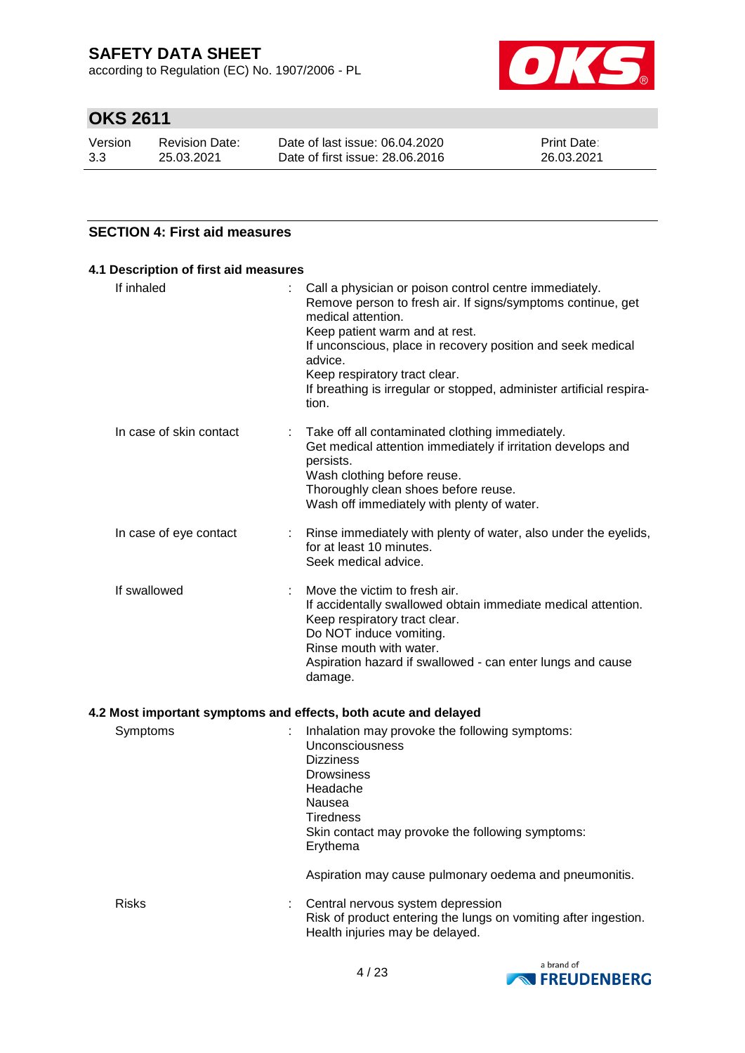## SECTION 4: First aid measures

### 4.1 Description of first aid measures

| | |
|---|---|
| If inhaled | : Call a physician or poison control centre immediately.<br>Remove person to fresh air. If signs/symptoms continue, get medical attention.<br>Keep patient warm and at rest.<br>If unconscious, place in recovery position and seek medical advice.<br>Keep respiratory tract clear.<br>If breathing is irregular or stopped, administer artificial respiration. |
| In case of skin contact | : Take off all contaminated clothing immediately.<br>Get medical attention immediately if irritation develops and persists.<br>Wash clothing before reuse.<br>Thoroughly clean shoes before reuse.<br>Wash off immediately with plenty of water. |
| In case of eye contact | : Rinse immediately with plenty of water, also under the eyelids, for at least 10 minutes.<br>Seek medical advice. |
| If swallowed | : Move the victim to fresh air.<br>If accidentally swallowed obtain immediate medical attention.<br>Keep respiratory tract clear.<br>Do NOT induce vomiting.<br>Rinse mouth with water.<br>Aspiration hazard if swallowed - can enter lungs and cause damage. |

### 4.2 Most important symptoms and effects, both acute and delayed

| | |
|---|---|
| Symptoms | : Inhalation may provoke the following symptoms:<br>Unconsciousness<br>Dizziness<br>Drowsiness<br>Headache<br>Nausea<br>Tiredness<br>Skin contact may provoke the following symptoms:<br>Erythema<br><br>Aspiration may cause pulmonary oedema and pneumonitis. |
| Risks | : Central nervous system depression<br>Risk of product entering the lungs on vomiting after ingestion.<br>Health injuries may be delayed. |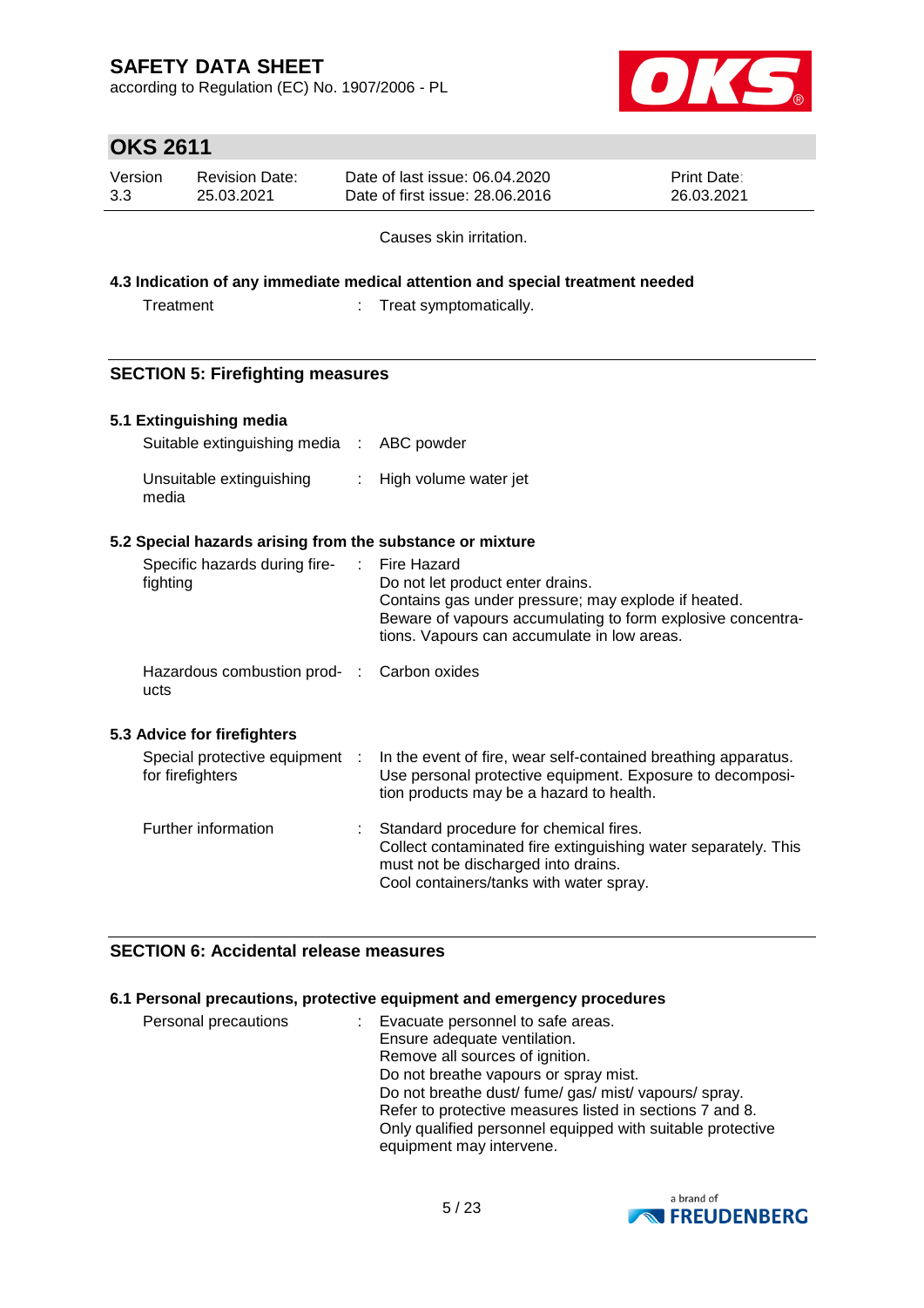Causes skin irritation.

### 4.3 Indication of any immediate medical attention and special treatment needed

| | | |
|---|---|---|
| Treatment | : | Treat symptomatically. |

## SECTION 5: Firefighting measures

### 5.1 Extinguishing media

| | | |
|---|---|---|
| Suitable extinguishing media | : | ABC powder |
| Unsuitable extinguishing media | : | High volume water jet |

### 5.2 Special hazards arising from the substance or mixture

| | | |
|---|---|---|
| Specific hazards during fire-fighting | : | Fire Hazard<br>Do not let product enter drains.<br>Contains gas under pressure; may explode if heated.<br>Beware of vapours accumulating to form explosive concentrations. Vapours can accumulate in low areas. |
| Hazardous combustion products | : | Carbon oxides |

### 5.3 Advice for firefighters

| | | |
|---|---|---|
| Special protective equipment for firefighters | : | In the event of fire, wear self-contained breathing apparatus. Use personal protective equipment. Exposure to decomposition products may be a hazard to health. |
| Further information | : | Standard procedure for chemical fires.<br>Collect contaminated fire extinguishing water separately. This must not be discharged into drains.<br>Cool containers/tanks with water spray. |

## SECTION 6: Accidental release measures

### 6.1 Personal precautions, protective equipment and emergency procedures

| | | |
|---|---|---|
| Personal precautions | : | Evacuate personnel to safe areas.<br>Ensure adequate ventilation.<br>Remove all sources of ignition.<br>Do not breathe vapours or spray mist.<br>Do not breathe dust/ fume/ gas/ mist/ vapours/ spray.<br>Refer to protective measures listed in sections 7 and 8.<br>Only qualified personnel equipped with suitable protective equipment may intervene. |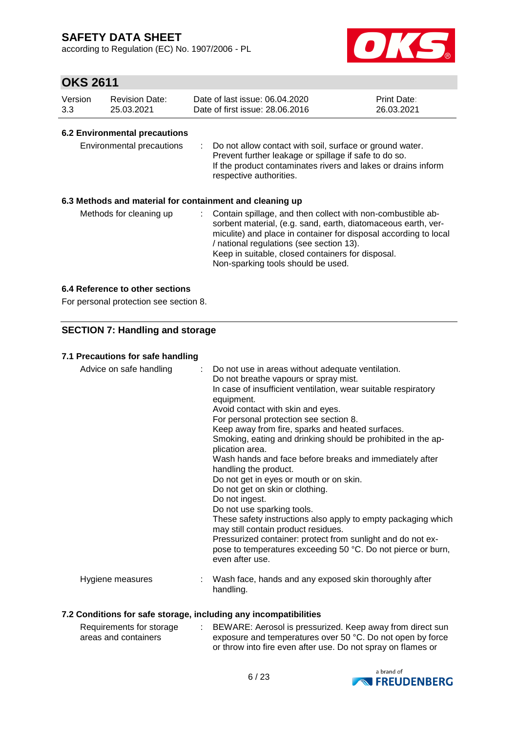### 6.2 Environmental precautions

| | |
|---|---|
| Environmental precautions | Do not allow contact with soil, surface or ground water.<br>Prevent further leakage or spillage if safe to do so.<br>If the product contaminates rivers and lakes or drains inform respective authorities. |

### 6.3 Methods and material for containment and cleaning up

| | |
|---|---|
| Methods for cleaning up | Contain spillage, and then collect with non-combustible absorbent material, (e.g. sand, earth, diatomaceous earth, vermiculite) and place in container for disposal according to local / national regulations (see section 13).<br>Keep in suitable, closed containers for disposal.<br>Non-sparking tools should be used. |

### 6.4 Reference to other sections

For personal protection see section 8.

## SECTION 7: Handling and storage

### 7.1 Precautions for safe handling

| | |
|---|---|
| Advice on safe handling | Do not use in areas without adequate ventilation.<br>Do not breathe vapours or spray mist.<br>In case of insufficient ventilation, wear suitable respiratory equipment.<br>Avoid contact with skin and eyes.<br>For personal protection see section 8.<br>Keep away from fire, sparks and heated surfaces.<br>Smoking, eating and drinking should be prohibited in the application area.<br>Wash hands and face before breaks and immediately after handling the product.<br>Do not get in eyes or mouth or on skin.<br>Do not get on skin or clothing.<br>Do not ingest.<br>Do not use sparking tools.<br>These safety instructions also apply to empty packaging which may still contain product residues.<br>Pressurized container: protect from sunlight and do not expose to temperatures exceeding 50 °C. Do not pierce or burn, even after use. |
| Hygiene measures | Wash face, hands and any exposed skin thoroughly after handling. |

### 7.2 Conditions for safe storage, including any incompatibilities

| | |
|---|---|
| Requirements for storage areas and containers | BEWARE: Aerosol is pressurized. Keep away from direct sun exposure and temperatures over 50 °C. Do not open by force or throw into fire even after use. Do not spray on flames or |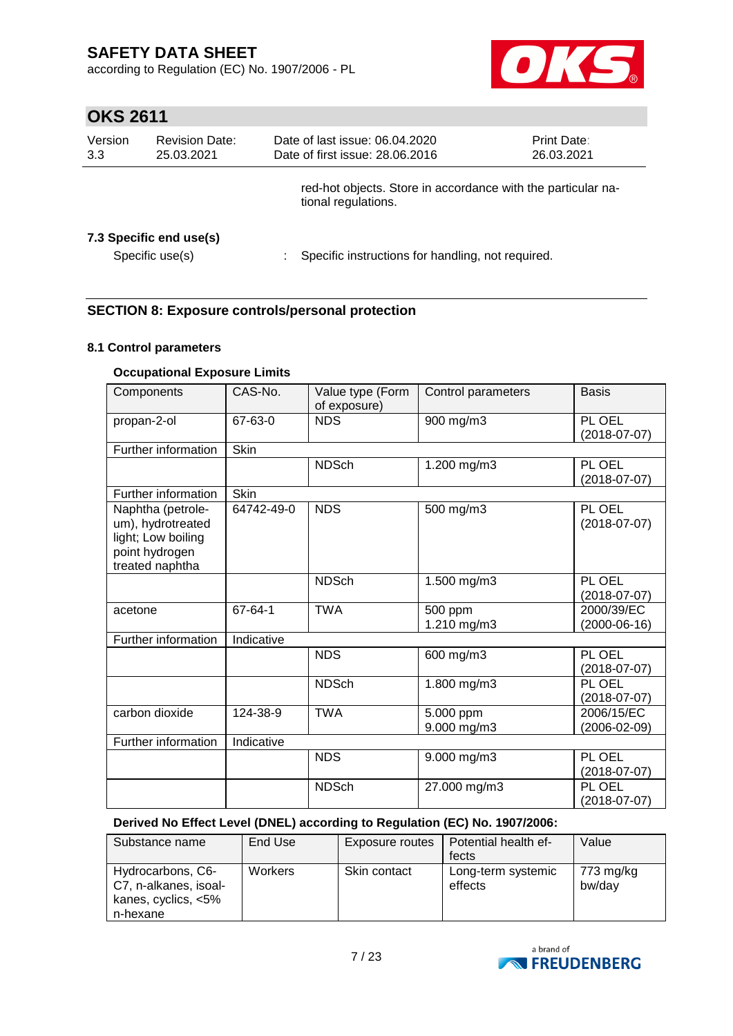red-hot objects. Store in accordance with the particular national regulations.

### 7.3 Specific end use(s)

Specific use(s) : Specific instructions for handling, not required.

## SECTION 8: Exposure controls/personal protection

### 8.1 Control parameters

**Occupational Exposure Limits**

| Components | CAS-No. | Value type (Form of exposure) | Control parameters | Basis |
|---|---|---|---|---|
| propan-2-ol | 67-63-0 | NDS | 900 mg/m3 | PL OEL (2018-07-07) |
| Further information | Skin | | | |
| | | NDSch | 1.200 mg/m3 | PL OEL (2018-07-07) |
| Further information | Skin | | | |
| Naphtha (petroleum), hydrotreated light; Low boiling point hydrogen treated naphtha | 64742-49-0 | NDS | 500 mg/m3 | PL OEL (2018-07-07) |
| | | NDSch | 1.500 mg/m3 | PL OEL (2018-07-07) |
| acetone | 67-64-1 | TWA | 500 ppm 1.210 mg/m3 | 2000/39/EC (2000-06-16) |
| Further information | Indicative | | | |
| | | NDS | 600 mg/m3 | PL OEL (2018-07-07) |
| | | NDSch | 1.800 mg/m3 | PL OEL (2018-07-07) |
| carbon dioxide | 124-38-9 | TWA | 5.000 ppm 9.000 mg/m3 | 2006/15/EC (2006-02-09) |
| Further information | Indicative | | | |
| | | NDS | 9.000 mg/m3 | PL OEL (2018-07-07) |
| | | NDSch | 27.000 mg/m3 | PL OEL (2018-07-07) |

**Derived No Effect Level (DNEL) according to Regulation (EC) No. 1907/2006:**

| Substance name | End Use | Exposure routes | Potential health effects | Value |
|---|---|---|---|---|
| Hydrocarbons, C6-C7, n-alkanes, isoalkanes, cyclics, <5% n-hexane | Workers | Skin contact | Long-term systemic effects | 773 mg/kg bw/day |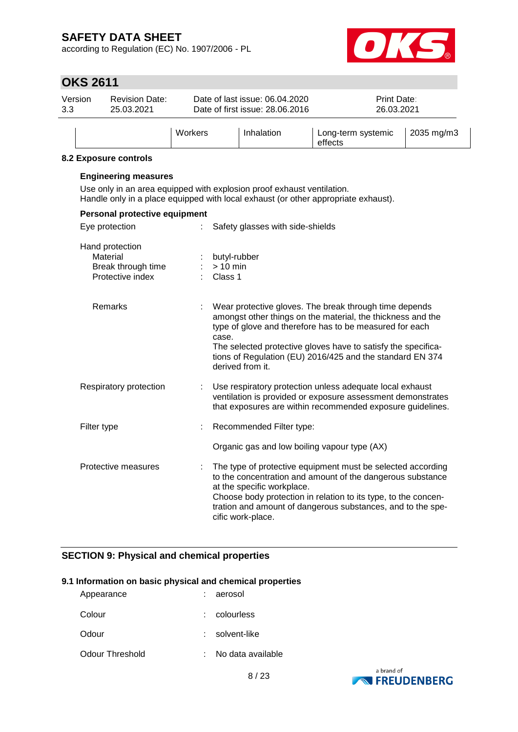| | | | | |
|---|---|---|---|---|
| | Workers | Inhalation | Long-term systemic effects | 2035 mg/m3 |

**8.2 Exposure controls**

**Engineering measures**

Use only in an area equipped with explosion proof exhaust ventilation.
Handle only in a place equipped with local exhaust (or other appropriate exhaust).

**Personal protective equipment**

Eye protection : Safety glasses with side-shields

Hand protection
- Material : butyl-rubber
- Break through time : > 10 min
- Protective index : Class 1

Remarks : Wear protective gloves. The break through time depends amongst other things on the material, the thickness and the type of glove and therefore has to be measured for each case.
The selected protective gloves have to satisfy the specifications of Regulation (EU) 2016/425 and the standard EN 374 derived from it.

Respiratory protection : Use respiratory protection unless adequate local exhaust ventilation is provided or exposure assessment demonstrates that exposures are within recommended exposure guidelines.

Filter type : Recommended Filter type:

Organic gas and low boiling vapour type (AX)

Protective measures : The type of protective equipment must be selected according to the concentration and amount of the dangerous substance at the specific workplace.
Choose body protection in relation to its type, to the concentration and amount of dangerous substances, and to the specific work-place.

## SECTION 9: Physical and chemical properties

**9.1 Information on basic physical and chemical properties**

Appearance : aerosol

Colour : colourless

Odour : solvent-like

Odour Threshold : No data available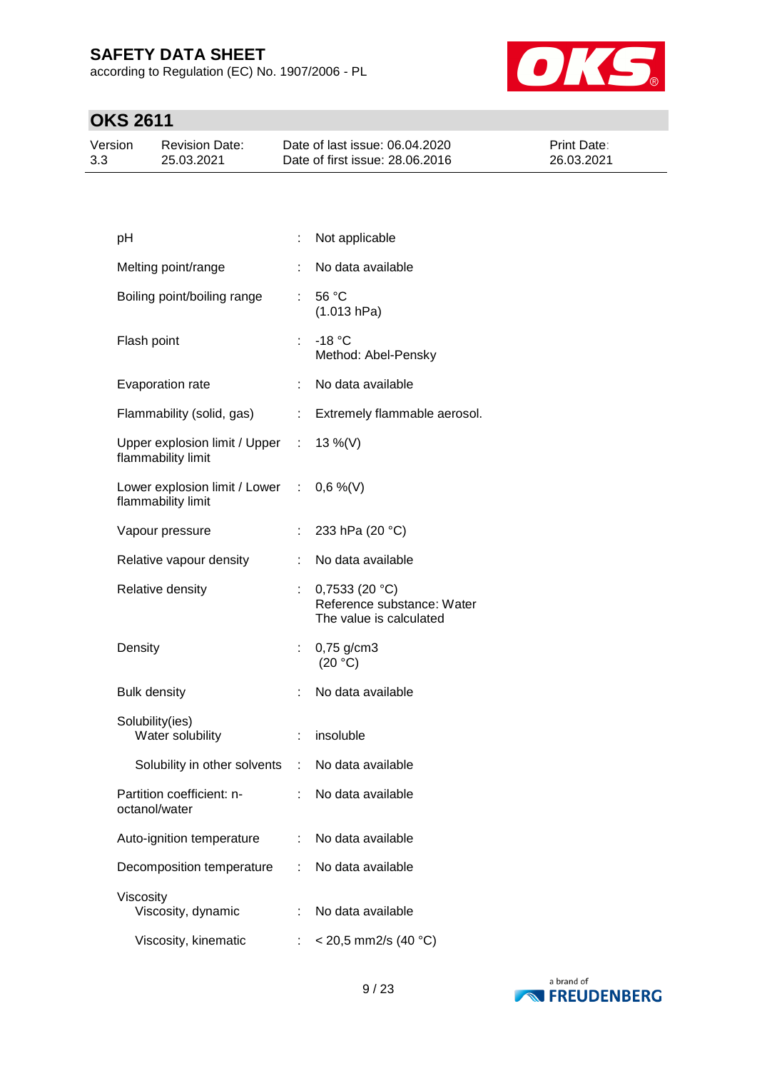| Property | | Value |
|---|---|---|
| pH | : | Not applicable |
| Melting point/range | : | No data available |
| Boiling point/boiling range | : | 56 °C<br>(1.013 hPa) |
| Flash point | : | -18 °C<br>Method: Abel-Pensky |
| Evaporation rate | : | No data available |
| Flammability (solid, gas) | : | Extremely flammable aerosol. |
| Upper explosion limit / Upper flammability limit | : | 13 %(V) |
| Lower explosion limit / Lower flammability limit | : | 0,6 %(V) |
| Vapour pressure | : | 233 hPa (20 °C) |
| Relative vapour density | : | No data available |
| Relative density | : | 0,7533 (20 °C)<br>Reference substance: Water<br>The value is calculated |
| Density | : | 0,75 g/cm3<br>(20 °C) |
| Bulk density | : | No data available |
| Solubility(ies)<br>Water solubility | : | insoluble |
| Solubility in other solvents | : | No data available |
| Partition coefficient: n-octanol/water | : | No data available |
| Auto-ignition temperature | : | No data available |
| Decomposition temperature | : | No data available |
| Viscosity<br>Viscosity, dynamic | : | No data available |
| Viscosity, kinematic | : | < 20,5 mm2/s (40 °C) |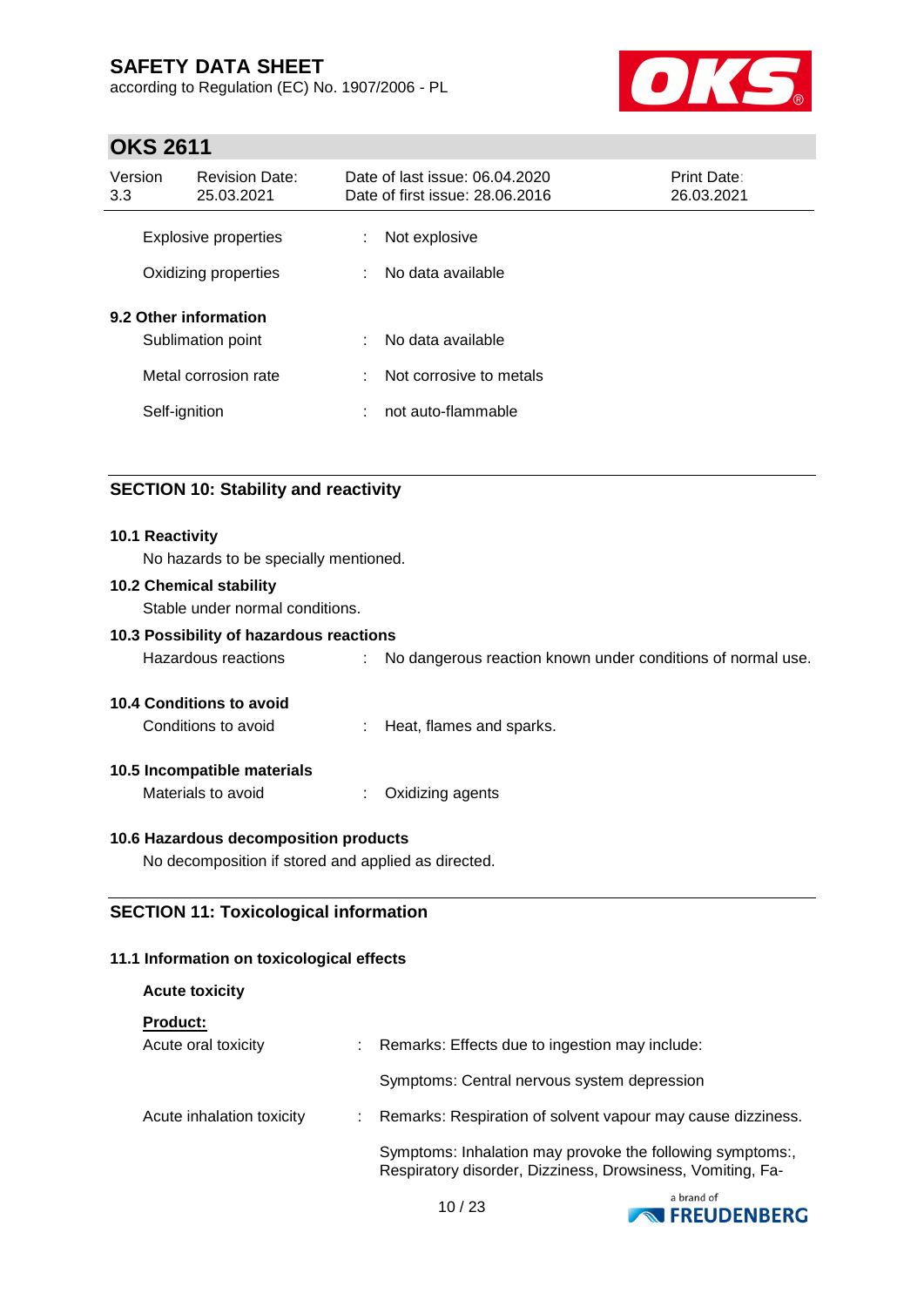| | | |
|---|---|---|
| Explosive properties | : | Not explosive |
| Oxidizing properties | : | No data available |

**9.2 Other information**

| | | |
|---|---|---|
| Sublimation point | : | No data available |
| Metal corrosion rate | : | Not corrosive to metals |
| Self-ignition | : | not auto-flammable |

## SECTION 10: Stability and reactivity

**10.1 Reactivity**

No hazards to be specially mentioned.

**10.2 Chemical stability**

Stable under normal conditions.

**10.3 Possibility of hazardous reactions**

Hazardous reactions : No dangerous reaction known under conditions of normal use.

**10.4 Conditions to avoid**

Conditions to avoid : Heat, flames and sparks.

**10.5 Incompatible materials**

Materials to avoid : Oxidizing agents

**10.6 Hazardous decomposition products**

No decomposition if stored and applied as directed.

## SECTION 11: Toxicological information

**11.1 Information on toxicological effects**

**Acute toxicity**

**Product:**

| | | |
|---|---|---|
| Acute oral toxicity | : | Remarks: Effects due to ingestion may include: |
| | | Symptoms: Central nervous system depression |
| Acute inhalation toxicity | : | Remarks: Respiration of solvent vapour may cause dizziness. |
| | | Symptoms: Inhalation may provoke the following symptoms:, Respiratory disorder, Dizziness, Drowsiness, Vomiting, Fa- |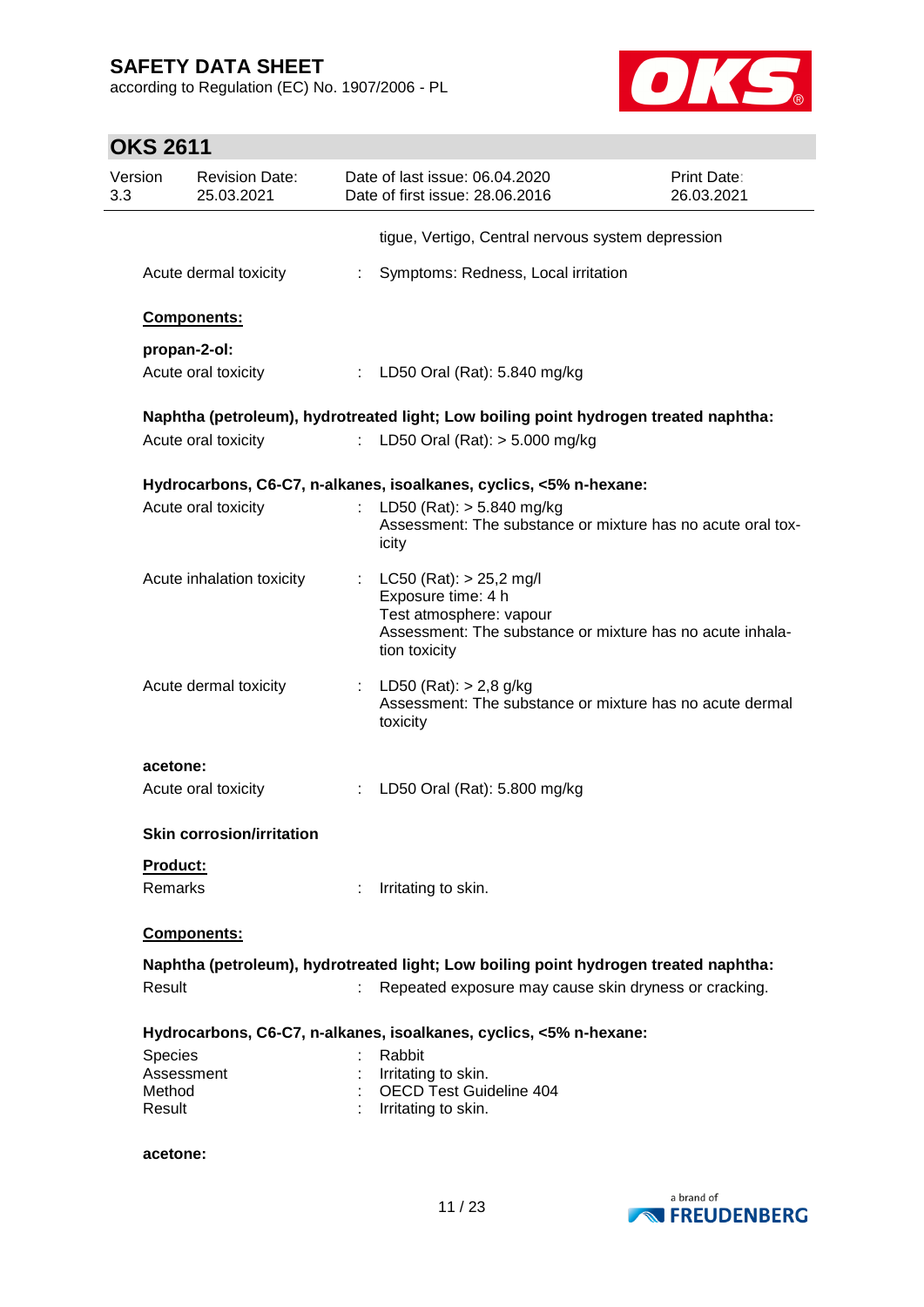tigue, Vertigo, Central nervous system depression

Acute dermal toxicity : Symptoms: Redness, Local irritation

**Components:**

**propan-2-ol:**

Acute oral toxicity : LD50 Oral (Rat): 5.840 mg/kg

**Naphtha (petroleum), hydrotreated light; Low boiling point hydrogen treated naphtha:**

Acute oral toxicity : LD50 Oral (Rat): > 5.000 mg/kg

**Hydrocarbons, C6-C7, n-alkanes, isoalkanes, cyclics, <5% n-hexane:**

Acute oral toxicity : LD50 (Rat): > 5.840 mg/kg
Assessment: The substance or mixture has no acute oral toxicity

Acute inhalation toxicity : LC50 (Rat): > 25,2 mg/l
Exposure time: 4 h
Test atmosphere: vapour
Assessment: The substance or mixture has no acute inhalation toxicity

Acute dermal toxicity : LD50 (Rat): > 2,8 g/kg
Assessment: The substance or mixture has no acute dermal toxicity

**acetone:**

Acute oral toxicity : LD50 Oral (Rat): 5.800 mg/kg

**Skin corrosion/irritation**

**Product:**

Remarks : Irritating to skin.

**Components:**

**Naphtha (petroleum), hydrotreated light; Low boiling point hydrogen treated naphtha:**

Result : Repeated exposure may cause skin dryness or cracking.

**Hydrocarbons, C6-C7, n-alkanes, isoalkanes, cyclics, <5% n-hexane:**

Species : Rabbit
Assessment : Irritating to skin.
Method : OECD Test Guideline 404
Result : Irritating to skin.

**acetone:**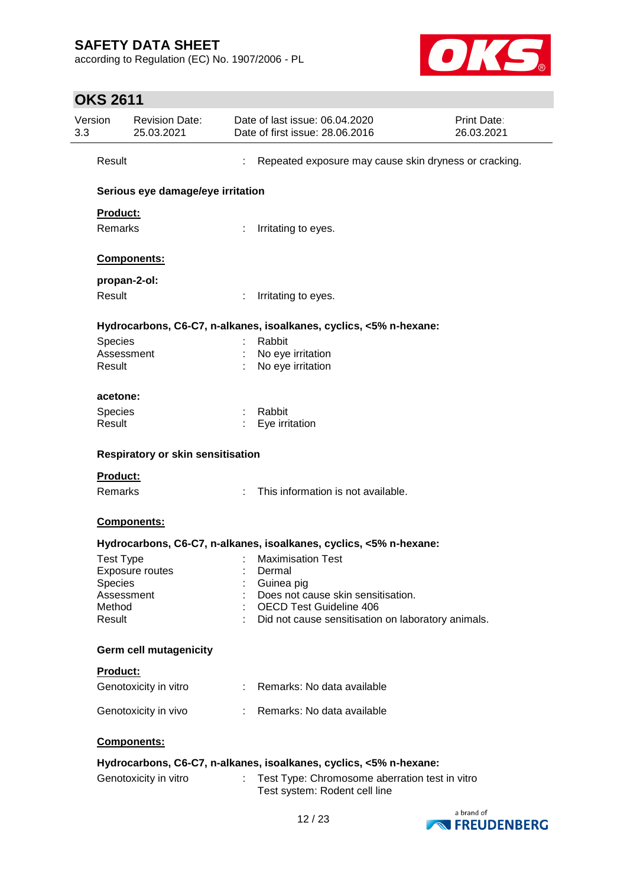| | | |
|---|---|---|
| Result | : | Repeated exposure may cause skin dryness or cracking. |

**Serious eye damage/eye irritation**

**Product:**

| | | |
|---|---|---|
| Remarks | : | Irritating to eyes. |

**Components:**

**propan-2-ol:**

| | | |
|---|---|---|
| Result | : | Irritating to eyes. |

**Hydrocarbons, C6-C7, n-alkanes, isoalkanes, cyclics, <5% n-hexane:**

| | | |
|---|---|---|
| Species | : | Rabbit |
| Assessment | : | No eye irritation |
| Result | : | No eye irritation |

**acetone:**

| | | |
|---|---|---|
| Species | : | Rabbit |
| Result | : | Eye irritation |

**Respiratory or skin sensitisation**

**Product:**

| | | |
|---|---|---|
| Remarks | : | This information is not available. |

**Components:**

**Hydrocarbons, C6-C7, n-alkanes, isoalkanes, cyclics, <5% n-hexane:**

| | | |
|---|---|---|
| Test Type | : | Maximisation Test |
| Exposure routes | : | Dermal |
| Species | : | Guinea pig |
| Assessment | : | Does not cause skin sensitisation. |
| Method | : | OECD Test Guideline 406 |
| Result | : | Did not cause sensitisation on laboratory animals. |

**Germ cell mutagenicity**

**Product:**

| | | |
|---|---|---|
| Genotoxicity in vitro | : | Remarks: No data available |
| Genotoxicity in vivo | : | Remarks: No data available |

**Components:**

**Hydrocarbons, C6-C7, n-alkanes, isoalkanes, cyclics, <5% n-hexane:**

| | | |
|---|---|---|
| Genotoxicity in vitro | : | Test Type: Chromosome aberration test in vitro<br>Test system: Rodent cell line |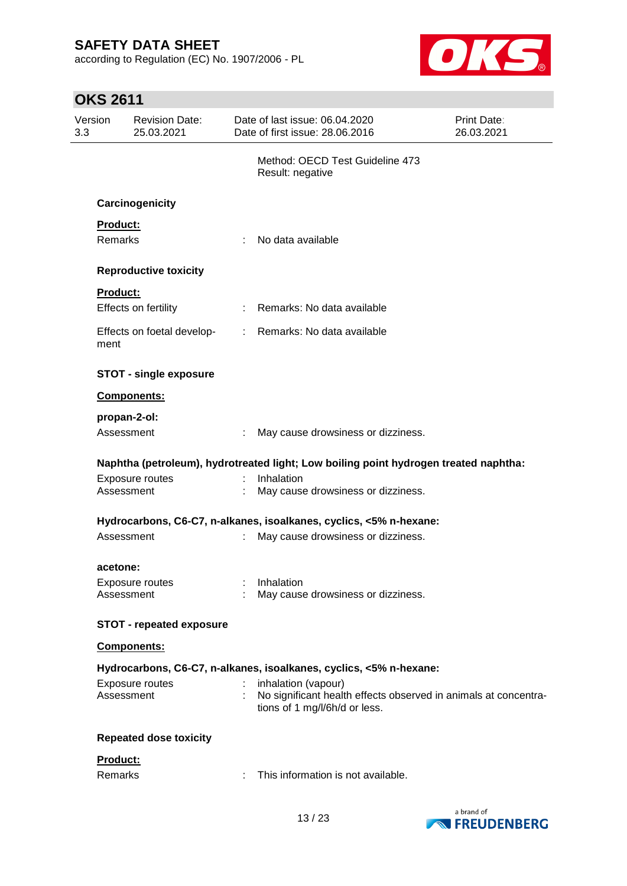Method: OECD Test Guideline 473
Result: negative

**Carcinogenicity**

**Product:**

Remarks : No data available

**Reproductive toxicity**

**Product:**

Effects on fertility : Remarks: No data available

Effects on foetal development : Remarks: No data available

**STOT - single exposure**

**Components:**

**propan-2-ol:**

Assessment : May cause drowsiness or dizziness.

**Naphtha (petroleum), hydrotreated light; Low boiling point hydrogen treated naphtha:**

Exposure routes : Inhalation
Assessment : May cause drowsiness or dizziness.

**Hydrocarbons, C6-C7, n-alkanes, isoalkanes, cyclics, <5% n-hexane:**

Assessment : May cause drowsiness or dizziness.

**acetone:**

Exposure routes : Inhalation
Assessment : May cause drowsiness or dizziness.

**STOT - repeated exposure**

**Components:**

**Hydrocarbons, C6-C7, n-alkanes, isoalkanes, cyclics, <5% n-hexane:**

Exposure routes : inhalation (vapour)
Assessment : No significant health effects observed in animals at concentrations of 1 mg/l/6h/d or less.

**Repeated dose toxicity**

**Product:**

Remarks : This information is not available.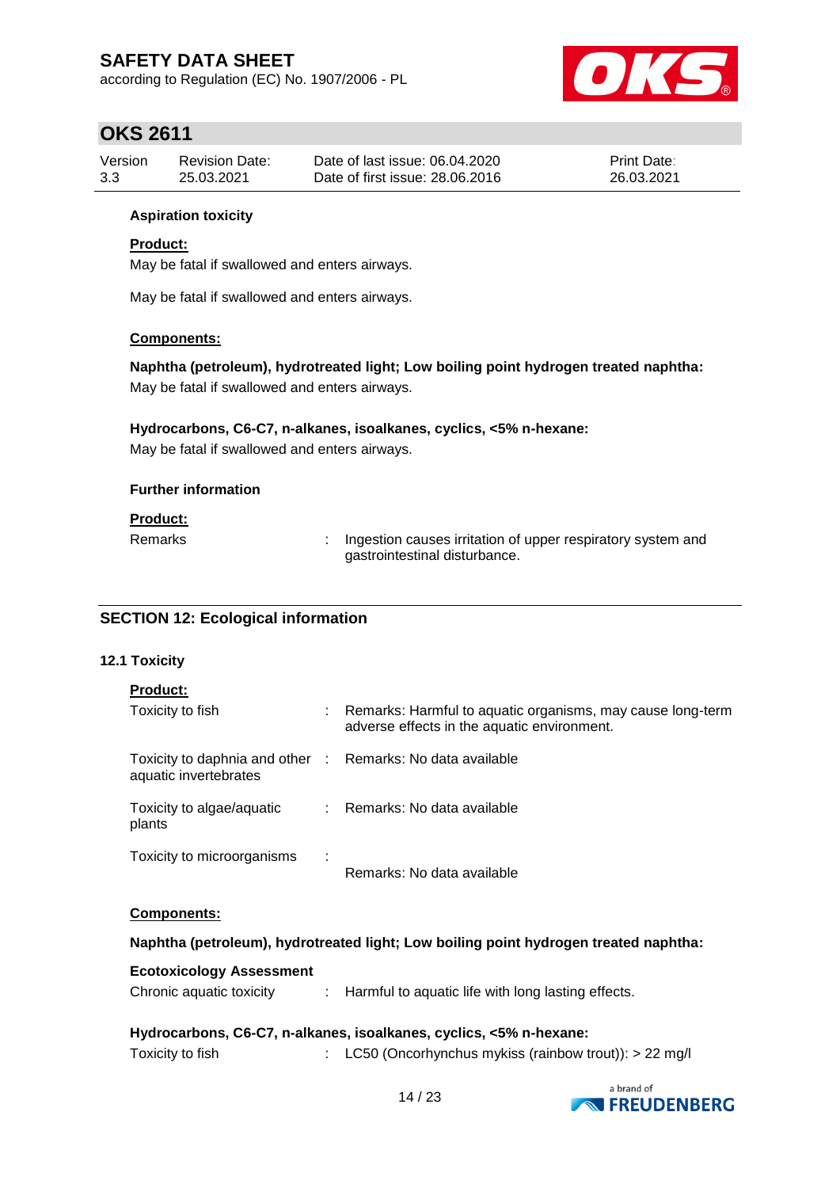**Aspiration toxicity**

**Product:**

May be fatal if swallowed and enters airways.

May be fatal if swallowed and enters airways.

**Components:**

**Naphtha (petroleum), hydrotreated light; Low boiling point hydrogen treated naphtha:**
May be fatal if swallowed and enters airways.

**Hydrocarbons, C6-C7, n-alkanes, isoalkanes, cyclics, <5% n-hexane:**
May be fatal if swallowed and enters airways.

**Further information**

**Product:**

| | | |
|---|---|---|
| Remarks | : | Ingestion causes irritation of upper respiratory system and gastrointestinal disturbance. |

## SECTION 12: Ecological information

### 12.1 Toxicity

**Product:**

| | | |
|---|---|---|
| Toxicity to fish | : | Remarks: Harmful to aquatic organisms, may cause long-term adverse effects in the aquatic environment. |
| Toxicity to daphnia and other aquatic invertebrates | : | Remarks: No data available |
| Toxicity to algae/aquatic plants | : | Remarks: No data available |
| Toxicity to microorganisms | : | Remarks: No data available |

**Components:**

**Naphtha (petroleum), hydrotreated light; Low boiling point hydrogen treated naphtha:**

**Ecotoxicology Assessment**

| | | |
|---|---|---|
| Chronic aquatic toxicity | : | Harmful to aquatic life with long lasting effects. |

**Hydrocarbons, C6-C7, n-alkanes, isoalkanes, cyclics, <5% n-hexane:**

| | | |
|---|---|---|
| Toxicity to fish | : | LC50 (Oncorhynchus mykiss (rainbow trout)): > 22 mg/l |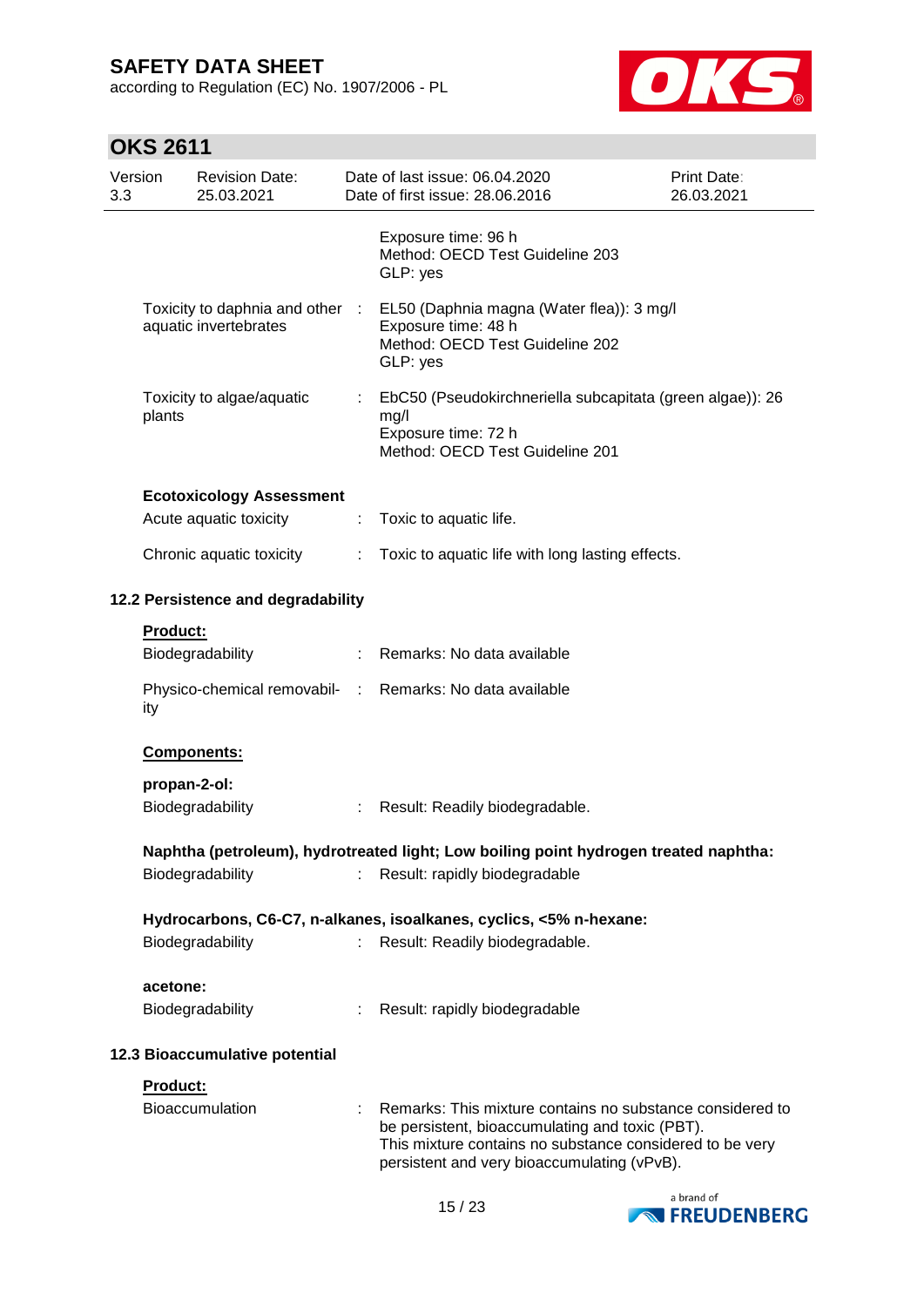| | | |
|---|---|---|
| | | Exposure time: 96 h<br>Method: OECD Test Guideline 203<br>GLP: yes |
| Toxicity to daphnia and other aquatic invertebrates | : | EL50 (Daphnia magna (Water flea)): 3 mg/l<br>Exposure time: 48 h<br>Method: OECD Test Guideline 202<br>GLP: yes |
| Toxicity to algae/aquatic plants | : | EbC50 (Pseudokirchneriella subcapitata (green algae)): 26 mg/l<br>Exposure time: 72 h<br>Method: OECD Test Guideline 201 |

**Ecotoxicology Assessment**

| | | |
|---|---|---|
| Acute aquatic toxicity | : | Toxic to aquatic life. |
| Chronic aquatic toxicity | : | Toxic to aquatic life with long lasting effects. |

### 12.2 Persistence and degradability

**Product:**

| | | |
|---|---|---|
| Biodegradability | : | Remarks: No data available |
| Physico-chemical removability | : | Remarks: No data available |

**Components:**

**propan-2-ol:**

| | | |
|---|---|---|
| Biodegradability | : | Result: Readily biodegradable. |

**Naphtha (petroleum), hydrotreated light; Low boiling point hydrogen treated naphtha:**

| | | |
|---|---|---|
| Biodegradability | : | Result: rapidly biodegradable |

**Hydrocarbons, C6-C7, n-alkanes, isoalkanes, cyclics, <5% n-hexane:**

| | | |
|---|---|---|
| Biodegradability | : | Result: Readily biodegradable. |

**acetone:**

| | | |
|---|---|---|
| Biodegradability | : | Result: rapidly biodegradable |

### 12.3 Bioaccumulative potential

**Product:**

| | | |
|---|---|---|
| Bioaccumulation | : | Remarks: This mixture contains no substance considered to be persistent, bioaccumulating and toxic (PBT).<br>This mixture contains no substance considered to be very persistent and very bioaccumulating (vPvB). |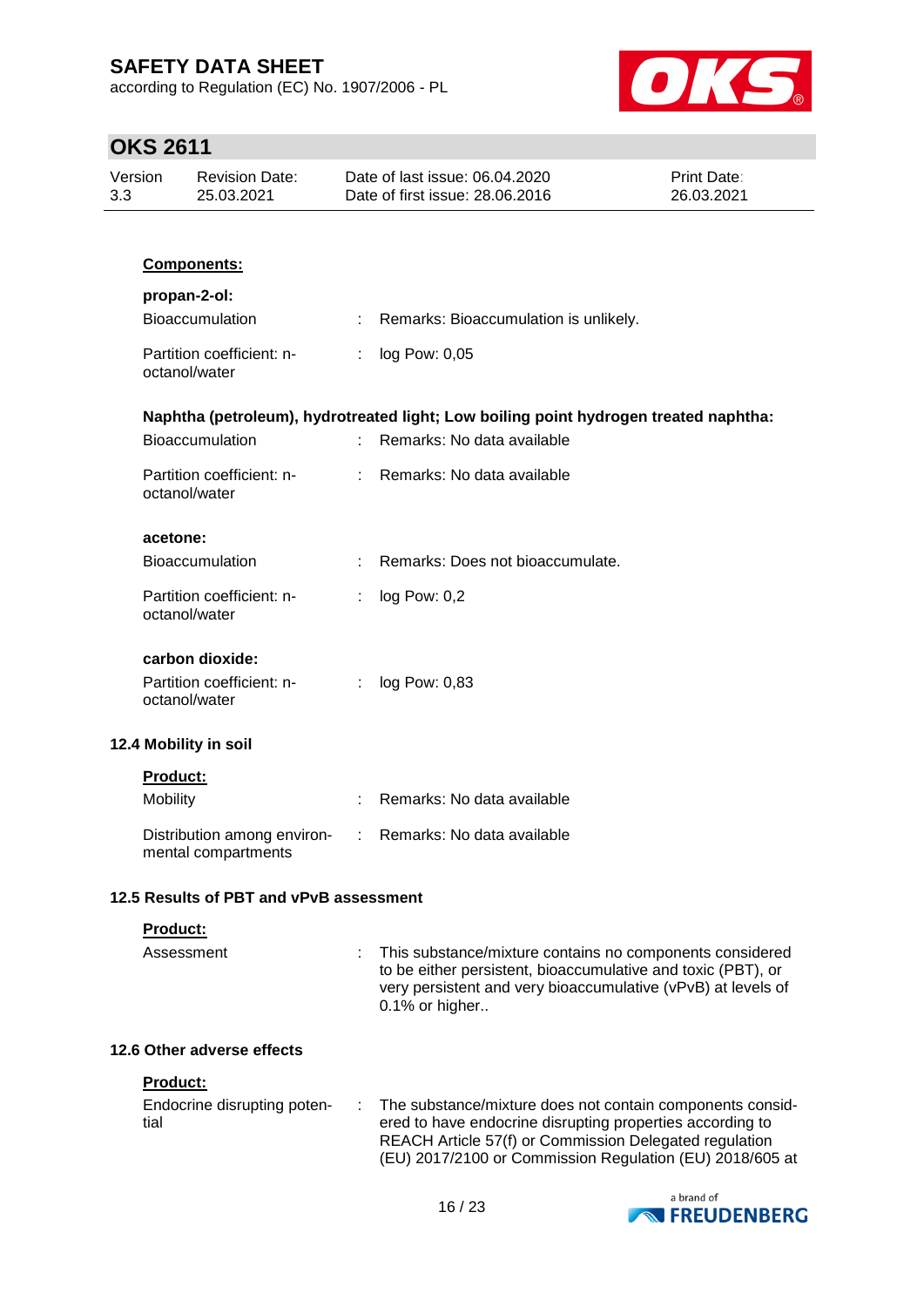**Components:**

**propan-2-ol:**

| | |
|---|---|
| Bioaccumulation | : Remarks: Bioaccumulation is unlikely. |
| Partition coefficient: n-octanol/water | : log Pow: 0,05 |

**Naphtha (petroleum), hydrotreated light; Low boiling point hydrogen treated naphtha:**

| | |
|---|---|
| Bioaccumulation | : Remarks: No data available |
| Partition coefficient: n-octanol/water | : Remarks: No data available |

**acetone:**

| | |
|---|---|
| Bioaccumulation | : Remarks: Does not bioaccumulate. |
| Partition coefficient: n-octanol/water | : log Pow: 0,2 |

**carbon dioxide:**

| | |
|---|---|
| Partition coefficient: n-octanol/water | : log Pow: 0,83 |

### 12.4 Mobility in soil

**Product:**

| | |
|---|---|
| Mobility | : Remarks: No data available |
| Distribution among environmental compartments | : Remarks: No data available |

### 12.5 Results of PBT and vPvB assessment

**Product:**

| | |
|---|---|
| Assessment | : This substance/mixture contains no components considered to be either persistent, bioaccumulative and toxic (PBT), or very persistent and very bioaccumulative (vPvB) at levels of 0.1% or higher.. |

### 12.6 Other adverse effects

**Product:**

| | |
|---|---|
| Endocrine disrupting potential | : The substance/mixture does not contain components considered to have endocrine disrupting properties according to REACH Article 57(f) or Commission Delegated regulation (EU) 2017/2100 or Commission Regulation (EU) 2018/605 at |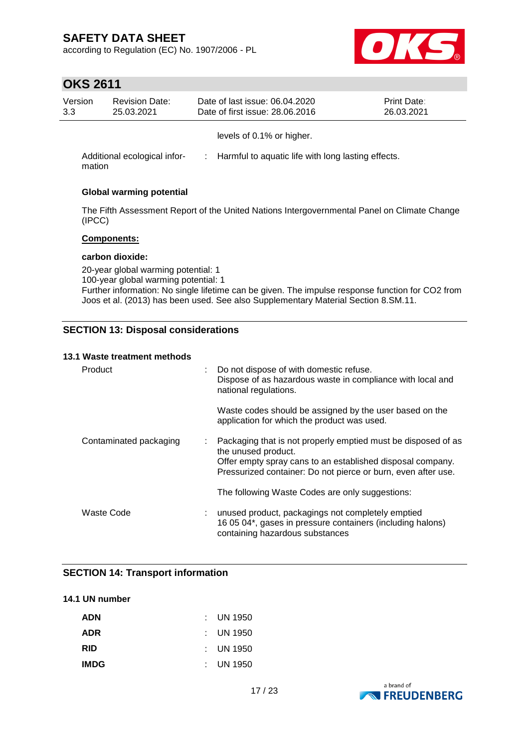levels of 0.1% or higher.

Additional ecological information : Harmful to aquatic life with long lasting effects.

**Global warming potential**

The Fifth Assessment Report of the United Nations Intergovernmental Panel on Climate Change (IPCC)

**Components:**

**carbon dioxide:**

20-year global warming potential: 1
100-year global warming potential: 1
Further information: No single lifetime can be given. The impulse response function for $CO_2$ from Joos et al. (2013) has been used. See also Supplementary Material Section 8.SM.11.

## SECTION 13: Disposal considerations

**13.1 Waste treatment methods**

| | | |
|---|---|---|
| Product | : | Do not dispose of with domestic refuse. Dispose of as hazardous waste in compliance with local and national regulations. <br><br> Waste codes should be assigned by the user based on the application for which the product was used. |
| Contaminated packaging | : | Packaging that is not properly emptied must be disposed of as the unused product. Offer empty spray cans to an established disposal company. Pressurized container: Do not pierce or burn, even after use. <br><br> The following Waste Codes are only suggestions: |
| Waste Code | : | unused product, packagings not completely emptied 16 05 04*, gases in pressure containers (including halons) containing hazardous substances |

## SECTION 14: Transport information

**14.1 UN number**

| | | |
|---|---|---|
| **ADN** | : | UN 1950 |
| **ADR** | : | UN 1950 |
| **RID** | : | UN 1950 |
| **IMDG** | : | UN 1950 |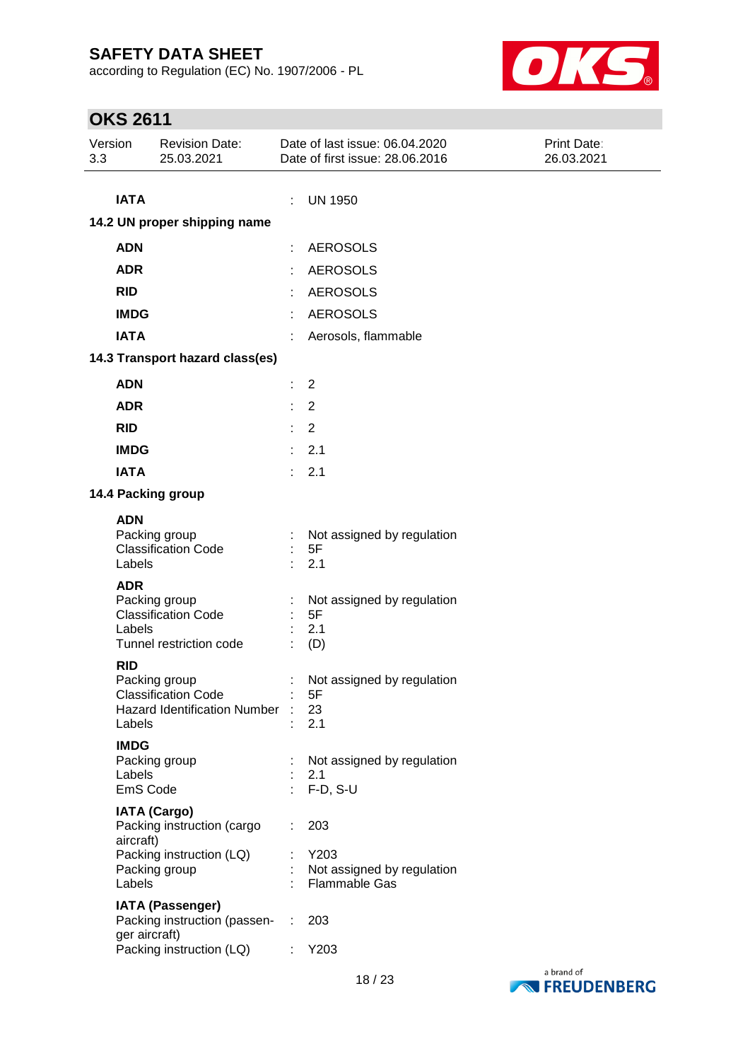| | | |
|---|---|---|
| **IATA** | : | UN 1950 |

### 14.2 UN proper shipping name

| | | |
|---|---|---|
| **ADN** | : | AEROSOLS |
| **ADR** | : | AEROSOLS |
| **RID** | : | AEROSOLS |
| **IMDG** | : | AEROSOLS |
| **IATA** | : | Aerosols, flammable |

### 14.3 Transport hazard class(es)

| | | |
|---|---|---|
| **ADN** | : | 2 |
| **ADR** | : | 2 |
| **RID** | : | 2 |
| **IMDG** | : | 2.1 |
| **IATA** | : | 2.1 |

### 14.4 Packing group

**ADN**

| | | |
|---|---|---|
| Packing group | : | Not assigned by regulation |
| Classification Code | : | 5F |
| Labels | : | 2.1 |

**ADR**

| | | |
|---|---|---|
| Packing group | : | Not assigned by regulation |
| Classification Code | : | 5F |
| Labels | : | 2.1 |
| Tunnel restriction code | : | (D) |

**RID**

| | | |
|---|---|---|
| Packing group | : | Not assigned by regulation |
| Classification Code | : | 5F |
| Hazard Identification Number | : | 23 |
| Labels | : | 2.1 |

**IMDG**

| | | |
|---|---|---|
| Packing group | : | Not assigned by regulation |
| Labels | : | 2.1 |
| EmS Code | : | F-D, S-U |

**IATA (Cargo)**

| | | |
|---|---|---|
| Packing instruction (cargo aircraft) | : | 203 |
| Packing instruction (LQ) | : | Y203 |
| Packing group | : | Not assigned by regulation |
| Labels | : | Flammable Gas |

**IATA (Passenger)**

| | | |
|---|---|---|
| Packing instruction (passenger aircraft) | : | 203 |
| Packing instruction (LQ) | : | Y203 |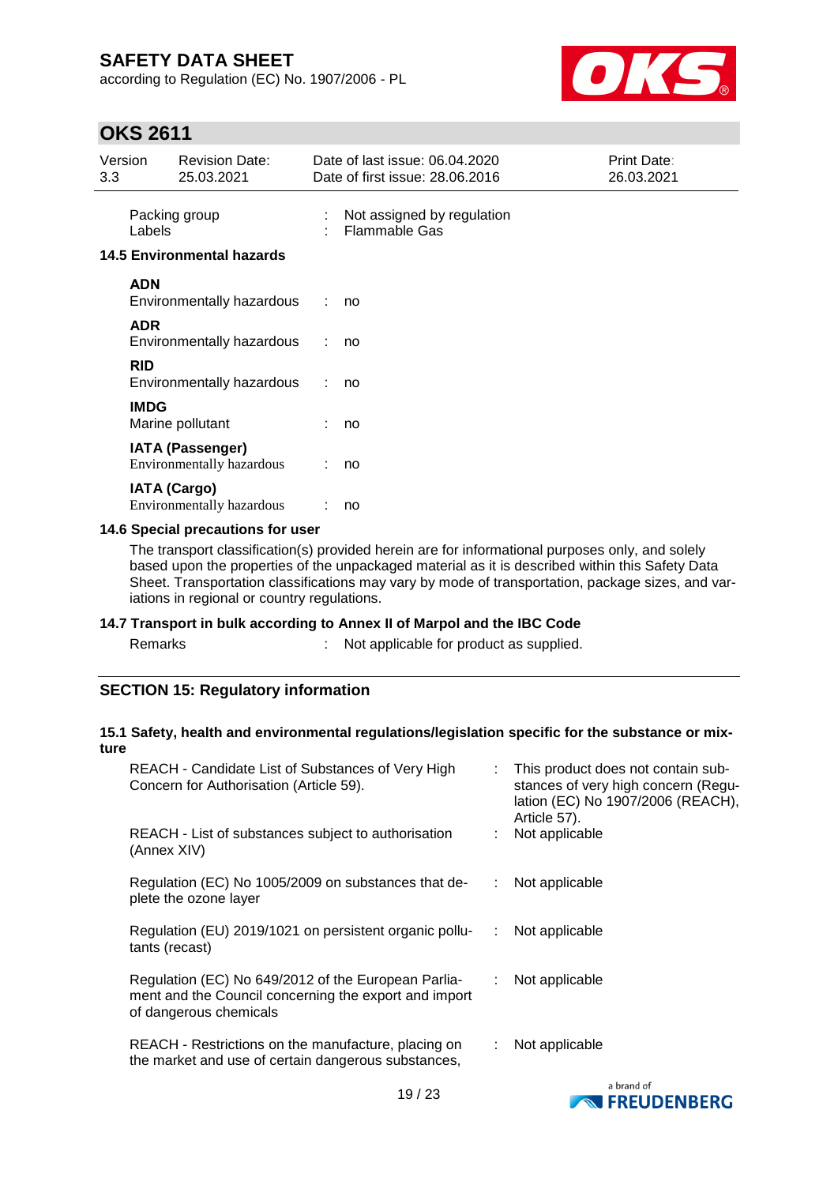| | | |
|---|---|---|
| Packing group | : | Not assigned by regulation |
| Labels | : | Flammable Gas |

**14.5 Environmental hazards**

**ADN**

| | | |
|---|---|---|
| Environmentally hazardous | : | no |

**ADR**

| | | |
|---|---|---|
| Environmentally hazardous | : | no |

**RID**

| | | |
|---|---|---|
| Environmentally hazardous | : | no |

**IMDG**

| | | |
|---|---|---|
| Marine pollutant | : | no |

**IATA (Passenger)**

| | | |
|---|---|---|
| Environmentally hazardous | : | no |

**IATA (Cargo)**

| | | |
|---|---|---|
| Environmentally hazardous | : | no |

**14.6 Special precautions for user**

The transport classification(s) provided herein are for informational purposes only, and solely based upon the properties of the unpackaged material as it is described within this Safety Data Sheet. Transportation classifications may vary by mode of transportation, package sizes, and variations in regional or country regulations.

**14.7 Transport in bulk according to Annex II of Marpol and the IBC Code**

| | | |
|---|---|---|
| Remarks | : | Not applicable for product as supplied. |

## SECTION 15: Regulatory information

**15.1 Safety, health and environmental regulations/legislation specific for the substance or mixture**

| | | |
|---|---|---|
| REACH - Candidate List of Substances of Very High Concern for Authorisation (Article 59). | : | This product does not contain substances of very high concern (Regulation (EC) No 1907/2006 (REACH), Article 57). |
| REACH - List of substances subject to authorisation (Annex XIV) | : | Not applicable |
| Regulation (EC) No 1005/2009 on substances that deplete the ozone layer | : | Not applicable |
| Regulation (EU) 2019/1021 on persistent organic pollutants (recast) | : | Not applicable |
| Regulation (EC) No 649/2012 of the European Parliament and the Council concerning the export and import of dangerous chemicals | : | Not applicable |
| REACH - Restrictions on the manufacture, placing on the market and use of certain dangerous substances, | : | Not applicable |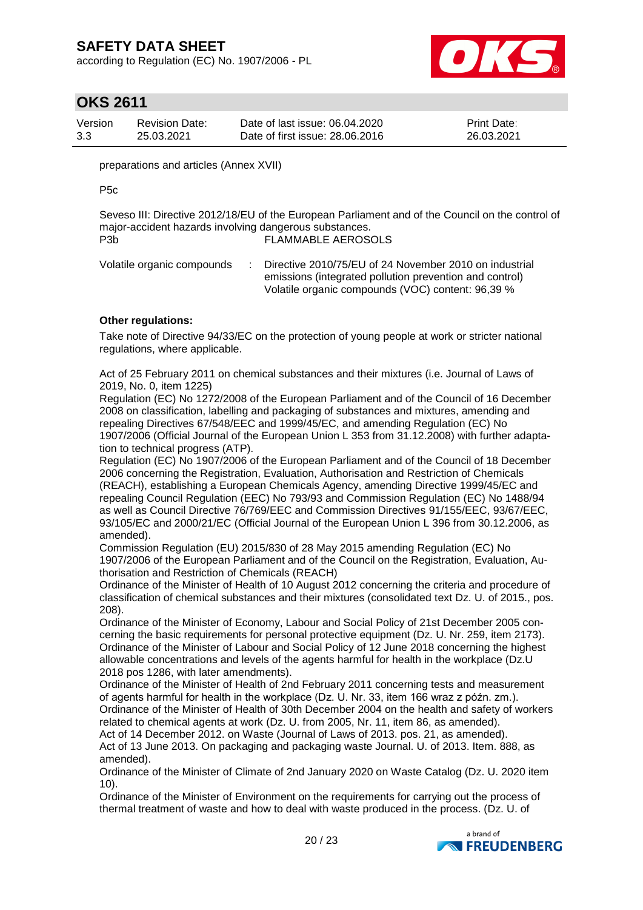preparations and articles (Annex XVII)

P5c

Seveso III: Directive 2012/18/EU of the European Parliament and of the Council on the control of major-accident hazards involving dangerous substances.

P3b FLAMMABLE AEROSOLS

Volatile organic compounds : Directive 2010/75/EU of 24 November 2010 on industrial emissions (integrated pollution prevention and control)
Volatile organic compounds (VOC) content: 96,39 %

**Other regulations:**

Take note of Directive 94/33/EC on the protection of young people at work or stricter national regulations, where applicable.

Act of 25 February 2011 on chemical substances and their mixtures (i.e. Journal of Laws of 2019, No. 0, item 1225)
Regulation (EC) No 1272/2008 of the European Parliament and of the Council of 16 December 2008 on classification, labelling and packaging of substances and mixtures, amending and repealing Directives 67/548/EEC and 1999/45/EC, and amending Regulation (EC) No 1907/2006 (Official Journal of the European Union L 353 from 31.12.2008) with further adaptation to technical progress (ATP).
Regulation (EC) No 1907/2006 of the European Parliament and of the Council of 18 December 2006 concerning the Registration, Evaluation, Authorisation and Restriction of Chemicals (REACH), establishing a European Chemicals Agency, amending Directive 1999/45/EC and repealing Council Regulation (EEC) No 793/93 and Commission Regulation (EC) No 1488/94 as well as Council Directive 76/769/EEC and Commission Directives 91/155/EEC, 93/67/EEC, 93/105/EC and 2000/21/EC (Official Journal of the European Union L 396 from 30.12.2006, as amended).
Commission Regulation (EU) 2015/830 of 28 May 2015 amending Regulation (EC) No 1907/2006 of the European Parliament and of the Council on the Registration, Evaluation, Authorisation and Restriction of Chemicals (REACH)
Ordinance of the Minister of Health of 10 August 2012 concerning the criteria and procedure of classification of chemical substances and their mixtures (consolidated text Dz. U. of 2015., pos. 208).
Ordinance of the Minister of Economy, Labour and Social Policy of 21st December 2005 concerning the basic requirements for personal protective equipment (Dz. U. Nr. 259, item 2173).
Ordinance of the Minister of Labour and Social Policy of 12 June 2018 concerning the highest allowable concentrations and levels of the agents harmful for health in the workplace (Dz.U 2018 pos 1286, with later amendments).
Ordinance of the Minister of Health of 2nd February 2011 concerning tests and measurement of agents harmful for health in the workplace (Dz. U. Nr. 33, item 166 wraz z późn. zm.).
Ordinance of the Minister of Health of 30th December 2004 on the health and safety of workers related to chemical agents at work (Dz. U. from 2005, Nr. 11, item 86, as amended).
Act of 14 December 2012. on Waste (Journal of Laws of 2013. pos. 21, as amended).
Act of 13 June 2013. On packaging and packaging waste Journal. U. of 2013. Item. 888, as amended).
Ordinance of the Minister of Climate of 2nd January 2020 on Waste Catalog (Dz. U. 2020 item 10).
Ordinance of the Minister of Environment on the requirements for carrying out the process of thermal treatment of waste and how to deal with waste produced in the process. (Dz. U. of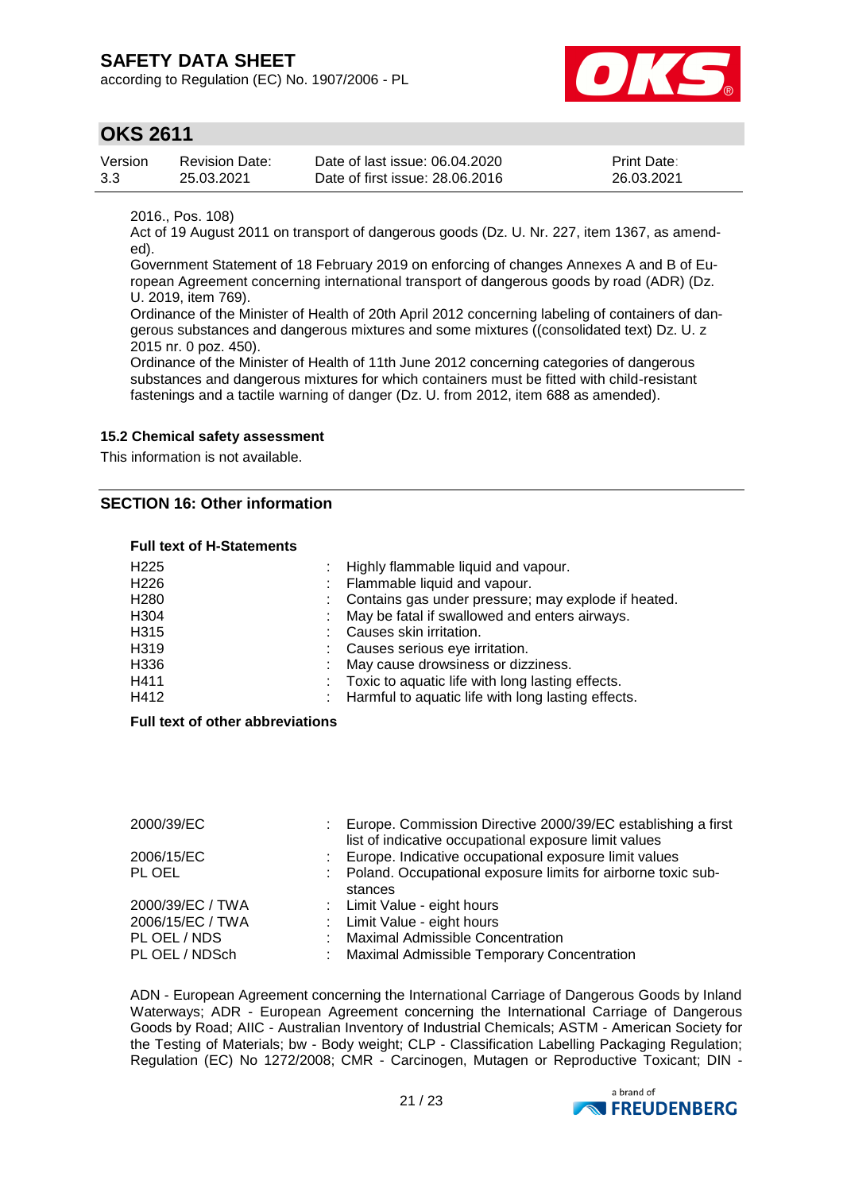2016., Pos. 108)
Act of 19 August 2011 on transport of dangerous goods (Dz. U. Nr. 227, item 1367, as amended).
Government Statement of 18 February 2019 on enforcing of changes Annexes A and B of European Agreement concerning international transport of dangerous goods by road (ADR) (Dz. U. 2019, item 769).
Ordinance of the Minister of Health of 20th April 2012 concerning labeling of containers of dangerous substances and dangerous mixtures and some mixtures ((consolidated text) Dz. U. z 2015 nr. 0 poz. 450).
Ordinance of the Minister of Health of 11th June 2012 concerning categories of dangerous substances and dangerous mixtures for which containers must be fitted with child-resistant fastenings and a tactile warning of danger (Dz. U. from 2012, item 688 as amended).

### 15.2 Chemical safety assessment

This information is not available.

## SECTION 16: Other information

**Full text of H-Statements**

| | |
|---|---|
| H225 | : Highly flammable liquid and vapour. |
| H226 | : Flammable liquid and vapour. |
| H280 | : Contains gas under pressure; may explode if heated. |
| H304 | : May be fatal if swallowed and enters airways. |
| H315 | : Causes skin irritation. |
| H319 | : Causes serious eye irritation. |
| H336 | : May cause drowsiness or dizziness. |
| H411 | : Toxic to aquatic life with long lasting effects. |
| H412 | : Harmful to aquatic life with long lasting effects. |

**Full text of other abbreviations**

| | |
|---|---|
| 2000/39/EC | : Europe. Commission Directive 2000/39/EC establishing a first list of indicative occupational exposure limit values |
| 2006/15/EC | : Europe. Indicative occupational exposure limit values |
| PL OEL | : Poland. Occupational exposure limits for airborne toxic substances |
| 2000/39/EC / TWA | : Limit Value - eight hours |
| 2006/15/EC / TWA | : Limit Value - eight hours |
| PL OEL / NDS | : Maximal Admissible Concentration |
| PL OEL / NDSch | : Maximal Admissible Temporary Concentration |

ADN - European Agreement concerning the International Carriage of Dangerous Goods by Inland Waterways; ADR - European Agreement concerning the International Carriage of Dangerous Goods by Road; AIIC - Australian Inventory of Industrial Chemicals; ASTM - American Society for the Testing of Materials; bw - Body weight; CLP - Classification Labelling Packaging Regulation; Regulation (EC) No 1272/2008; CMR - Carcinogen, Mutagen or Reproductive Toxicant; DIN -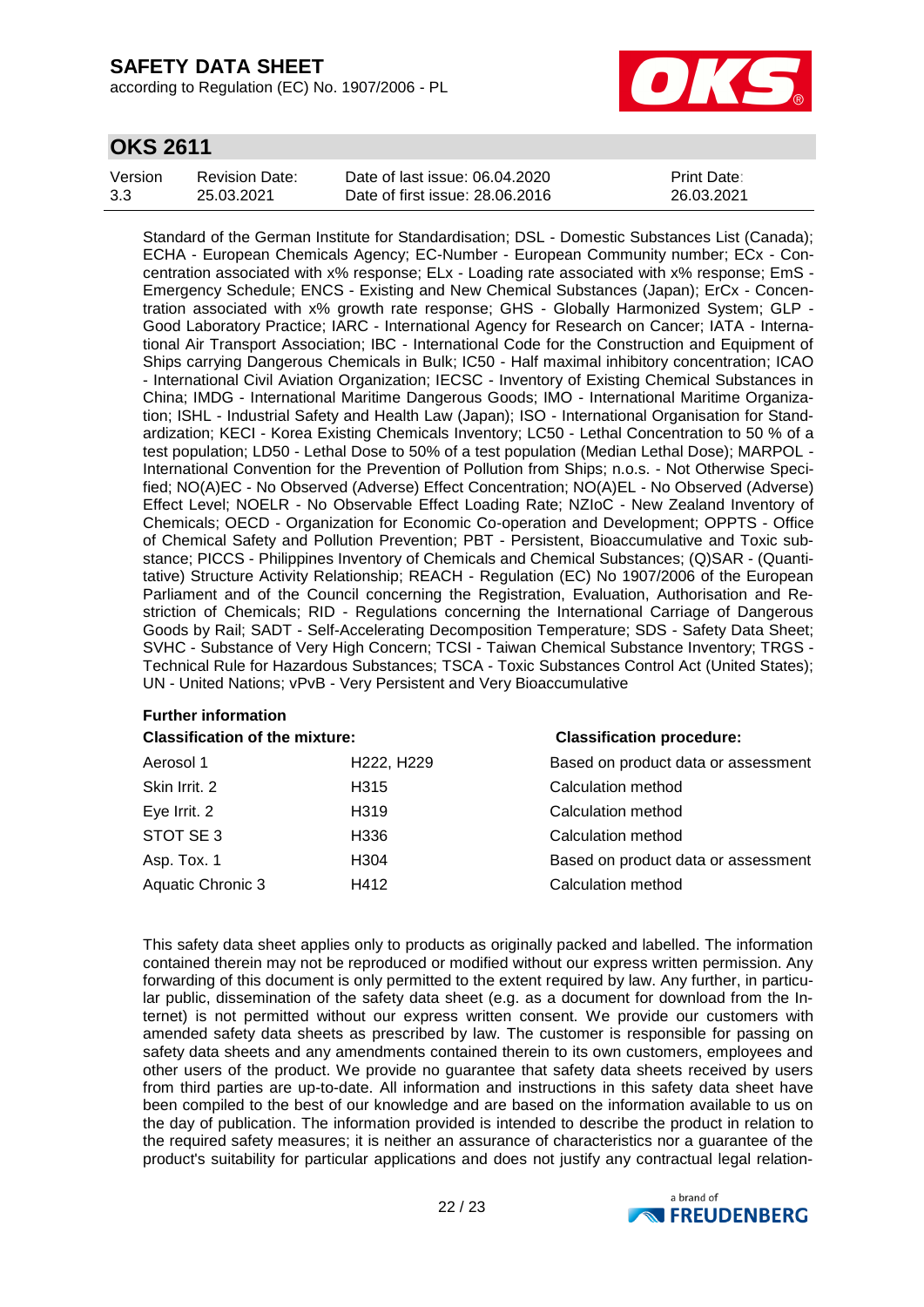Standard of the German Institute for Standardisation; DSL - Domestic Substances List (Canada); ECHA - European Chemicals Agency; EC-Number - European Community number; ECx - Concentration associated with x% response; ELx - Loading rate associated with x% response; EmS - Emergency Schedule; ENCS - Existing and New Chemical Substances (Japan); ErCx - Concentration associated with x% growth rate response; GHS - Globally Harmonized System; GLP - Good Laboratory Practice; IARC - International Agency for Research on Cancer; IATA - International Air Transport Association; IBC - International Code for the Construction and Equipment of Ships carrying Dangerous Chemicals in Bulk; IC50 - Half maximal inhibitory concentration; ICAO - International Civil Aviation Organization; IECSC - Inventory of Existing Chemical Substances in China; IMDG - International Maritime Dangerous Goods; IMO - International Maritime Organization; ISHL - Industrial Safety and Health Law (Japan); ISO - International Organisation for Standardization; KECI - Korea Existing Chemicals Inventory; LC50 - Lethal Concentration to 50 % of a test population; LD50 - Lethal Dose to 50% of a test population (Median Lethal Dose); MARPOL - International Convention for the Prevention of Pollution from Ships; n.o.s. - Not Otherwise Specified; NO(A)EC - No Observed (Adverse) Effect Concentration; NO(A)EL - No Observed (Adverse) Effect Level; NOELR - No Observable Effect Loading Rate; NZIoC - New Zealand Inventory of Chemicals; OECD - Organization for Economic Co-operation and Development; OPPTS - Office of Chemical Safety and Pollution Prevention; PBT - Persistent, Bioaccumulative and Toxic substance; PICCS - Philippines Inventory of Chemicals and Chemical Substances; (Q)SAR - (Quantitative) Structure Activity Relationship; REACH - Regulation (EC) No 1907/2006 of the European Parliament and of the Council concerning the Registration, Evaluation, Authorisation and Restriction of Chemicals; RID - Regulations concerning the International Carriage of Dangerous Goods by Rail; SADT - Self-Accelerating Decomposition Temperature; SDS - Safety Data Sheet; SVHC - Substance of Very High Concern; TCSI - Taiwan Chemical Substance Inventory; TRGS - Technical Rule for Hazardous Substances; TSCA - Toxic Substances Control Act (United States); UN - United Nations; vPvB - Very Persistent and Very Bioaccumulative

**Further information**

| Classification of the mixture: | | Classification procedure: |
|---|---|---|
| Aerosol 1 | H222, H229 | Based on product data or assessment |
| Skin Irrit. 2 | H315 | Calculation method |
| Eye Irrit. 2 | H319 | Calculation method |
| STOT SE 3 | H336 | Calculation method |
| Asp. Tox. 1 | H304 | Based on product data or assessment |
| Aquatic Chronic 3 | H412 | Calculation method |

This safety data sheet applies only to products as originally packed and labelled. The information contained therein may not be reproduced or modified without our express written permission. Any forwarding of this document is only permitted to the extent required by law. Any further, in particular public, dissemination of the safety data sheet (e.g. as a document for download from the Internet) is not permitted without our express written consent. We provide our customers with amended safety data sheets as prescribed by law. The customer is responsible for passing on safety data sheets and any amendments contained therein to its own customers, employees and other users of the product. We provide no guarantee that safety data sheets received by users from third parties are up-to-date. All information and instructions in this safety data sheet have been compiled to the best of our knowledge and are based on the information available to us on the day of publication. The information provided is intended to describe the product in relation to the required safety measures; it is neither an assurance of characteristics nor a guarantee of the product's suitability for particular applications and does not justify any contractual legal relation-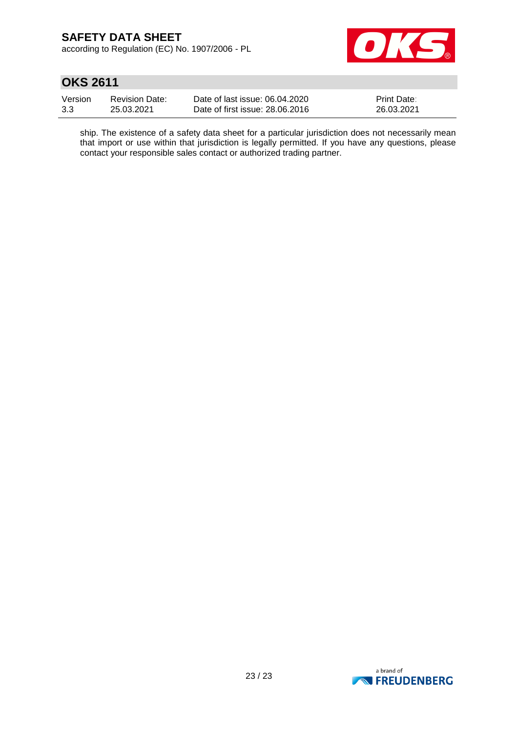ship. The existence of a safety data sheet for a particular jurisdiction does not necessarily mean that import or use within that jurisdiction is legally permitted. If you have any questions, please contact your responsible sales contact or authorized trading partner.